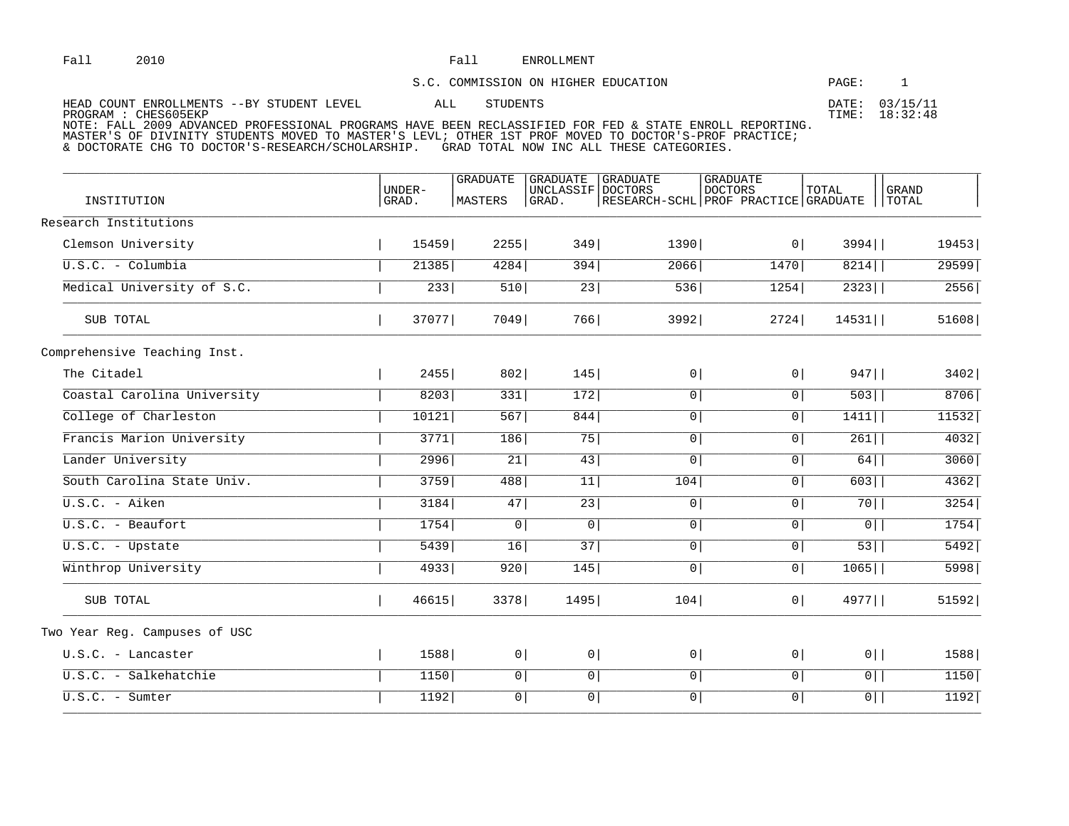Fall 2010 Fall ENROLLMENT

S.C. COMMISSION ON HIGHER EDUCATION

HEAD COUNT ENROLLMENTS --BY STUDENT LEVEL ALL STUDENTS

DATE: 03/15/11
TIME: 18:32:48

PROGRAM : CHES605EKP

NOTE: FALL 2009 ADVANCED PROFESSIONAL PROGRAMS HAVE BEEN RECLASSIFIED FOR FED & STATE ENROLL REPORTING.
MASTER'S OF DIVINITY STUDENTS MOVED TO MASTER'S LEVL; OTHER 1ST PROF MOVED TO DOCTOR'S-PROF PRACTICE;
& DOCTORATE CHG TO DOCTOR'S-RESEARCH/SCHOLARSHIP. GRAD TOTAL NOW INC ALL THESE CATEGORIES.

| INSTITUTION | UNDER-GRAD. | GRADUATE MASTERS | GRADUATE UNCLASSIF GRAD. | GRADUATE DOCTORS RESEARCH-SCHL | GRADUATE DOCTORS PROF PRACTICE | TOTAL GRADUATE | GRAND TOTAL |
|---|---|---|---|---|---|---|---|
| Research Institutions | | | | | | | |
| Clemson University | 15459 | 2255 | 349 | 1390 | 0 | 3994 | 19453 |
| U.S.C. - Columbia | 21385 | 4284 | 394 | 2066 | 1470 | 8214 | 29599 |
| Medical University of S.C. | 233 | 510 | 23 | 536 | 1254 | 2323 | 2556 |
| SUB TOTAL | 37077 | 7049 | 766 | 3992 | 2724 | 14531 | 51608 |
| Comprehensive Teaching Inst. | | | | | | | |
| The Citadel | 2455 | 802 | 145 | 0 | 0 | 947 | 3402 |
| Coastal Carolina University | 8203 | 331 | 172 | 0 | 0 | 503 | 8706 |
| College of Charleston | 10121 | 567 | 844 | 0 | 0 | 1411 | 11532 |
| Francis Marion University | 3771 | 186 | 75 | 0 | 0 | 261 | 4032 |
| Lander University | 2996 | 21 | 43 | 0 | 0 | 64 | 3060 |
| South Carolina State Univ. | 3759 | 488 | 11 | 104 | 0 | 603 | 4362 |
| U.S.C. - Aiken | 3184 | 47 | 23 | 0 | 0 | 70 | 3254 |
| U.S.C. - Beaufort | 1754 | 0 | 0 | 0 | 0 | 0 | 1754 |
| U.S.C. - Upstate | 5439 | 16 | 37 | 0 | 0 | 53 | 5492 |
| Winthrop University | 4933 | 920 | 145 | 0 | 0 | 1065 | 5998 |
| SUB TOTAL | 46615 | 3378 | 1495 | 104 | 0 | 4977 | 51592 |
| Two Year Reg. Campuses of USC | | | | | | | |
| U.S.C. - Lancaster | 1588 | 0 | 0 | 0 | 0 | 0 | 1588 |
| U.S.C. - Salkehatchie | 1150 | 0 | 0 | 0 | 0 | 0 | 1150 |
| U.S.C. - Sumter | 1192 | 0 | 0 | 0 | 0 | 0 | 1192 |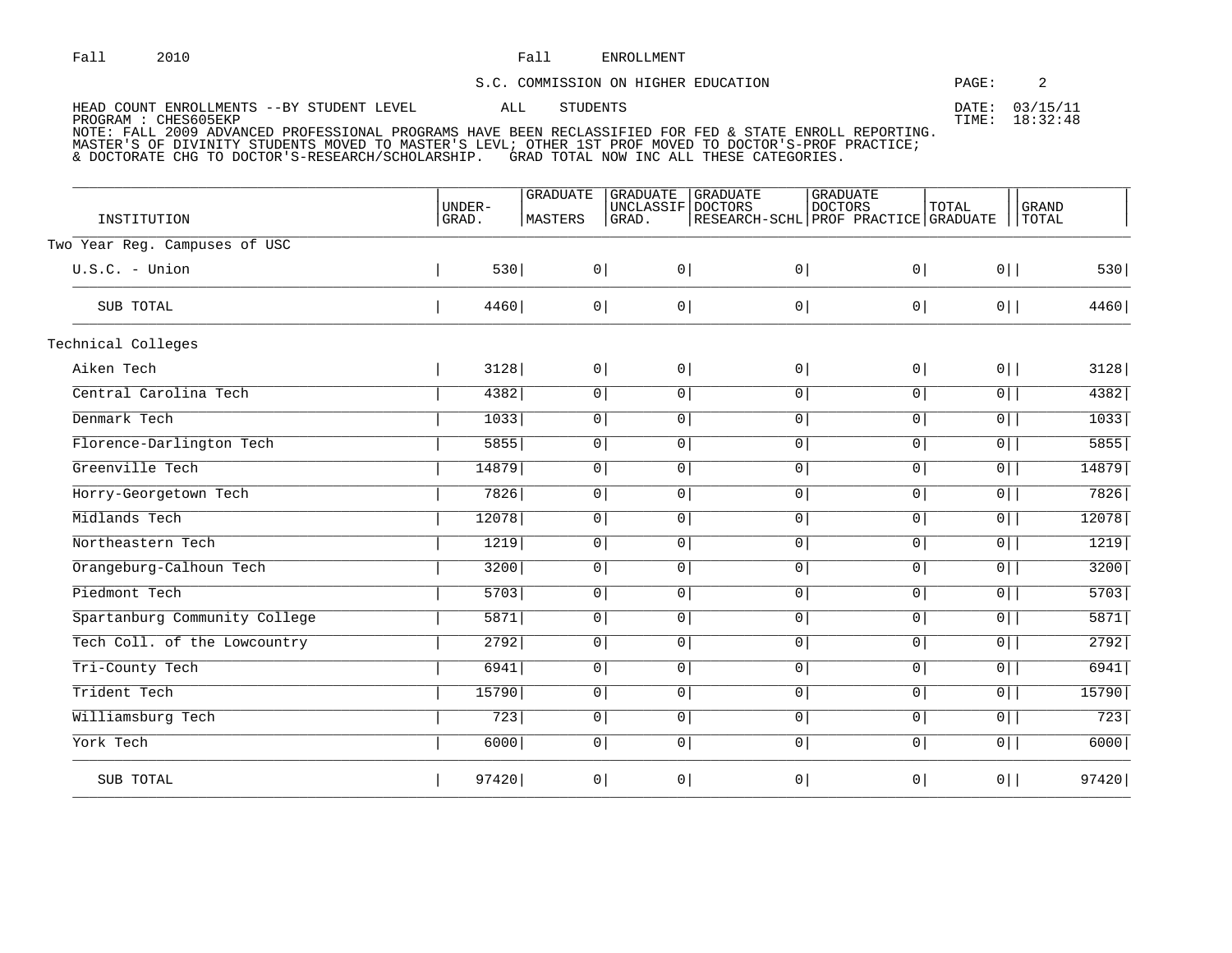HEAD COUNT ENROLLMENTS --BY STUDENT LEVEL ALL STUDENTS

PROGRAM : CHES605EKP

NOTE: FALL 2009 ADVANCED PROFESSIONAL PROGRAMS HAVE BEEN RECLASSIFIED FOR FED & STATE ENROLL REPORTING. MASTER'S OF DIVINITY STUDENTS MOVED TO MASTER'S LEVL; OTHER 1ST PROF MOVED TO DOCTOR'S-PROF PRACTICE; & DOCTORATE CHG TO DOCTOR'S-RESEARCH/SCHOLARSHIP. GRAD TOTAL NOW INC ALL THESE CATEGORIES.

| INSTITUTION | UNDER-GRAD. | GRADUATE MASTERS | GRADUATE UNCLASSIF GRAD. | GRADUATE DOCTORS RESEARCH-SCHL | GRADUATE DOCTORS PROF PRACTICE | TOTAL GRADUATE | GRAND TOTAL |
|---|---|---|---|---|---|---|---|
| Two Year Reg. Campuses of USC | | | | | | | |
| U.S.C. - Union | 530 | 0 | 0 | 0 | 0 | 0 | 530 |
| SUB TOTAL | 4460 | 0 | 0 | 0 | 0 | 0 | 4460 |
| Technical Colleges | | | | | | | |
| Aiken Tech | 3128 | 0 | 0 | 0 | 0 | 0 | 3128 |
| Central Carolina Tech | 4382 | 0 | 0 | 0 | 0 | 0 | 4382 |
| Denmark Tech | 1033 | 0 | 0 | 0 | 0 | 0 | 1033 |
| Florence-Darlington Tech | 5855 | 0 | 0 | 0 | 0 | 0 | 5855 |
| Greenville Tech | 14879 | 0 | 0 | 0 | 0 | 0 | 14879 |
| Horry-Georgetown Tech | 7826 | 0 | 0 | 0 | 0 | 0 | 7826 |
| Midlands Tech | 12078 | 0 | 0 | 0 | 0 | 0 | 12078 |
| Northeastern Tech | 1219 | 0 | 0 | 0 | 0 | 0 | 1219 |
| Orangeburg-Calhoun Tech | 3200 | 0 | 0 | 0 | 0 | 0 | 3200 |
| Piedmont Tech | 5703 | 0 | 0 | 0 | 0 | 0 | 5703 |
| Spartanburg Community College | 5871 | 0 | 0 | 0 | 0 | 0 | 5871 |
| Tech Coll. of the Lowcountry | 2792 | 0 | 0 | 0 | 0 | 0 | 2792 |
| Tri-County Tech | 6941 | 0 | 0 | 0 | 0 | 0 | 6941 |
| Trident Tech | 15790 | 0 | 0 | 0 | 0 | 0 | 15790 |
| Williamsburg Tech | 723 | 0 | 0 | 0 | 0 | 0 | 723 |
| York Tech | 6000 | 0 | 0 | 0 | 0 | 0 | 6000 |
| SUB TOTAL | 97420 | 0 | 0 | 0 | 0 | 0 | 97420 |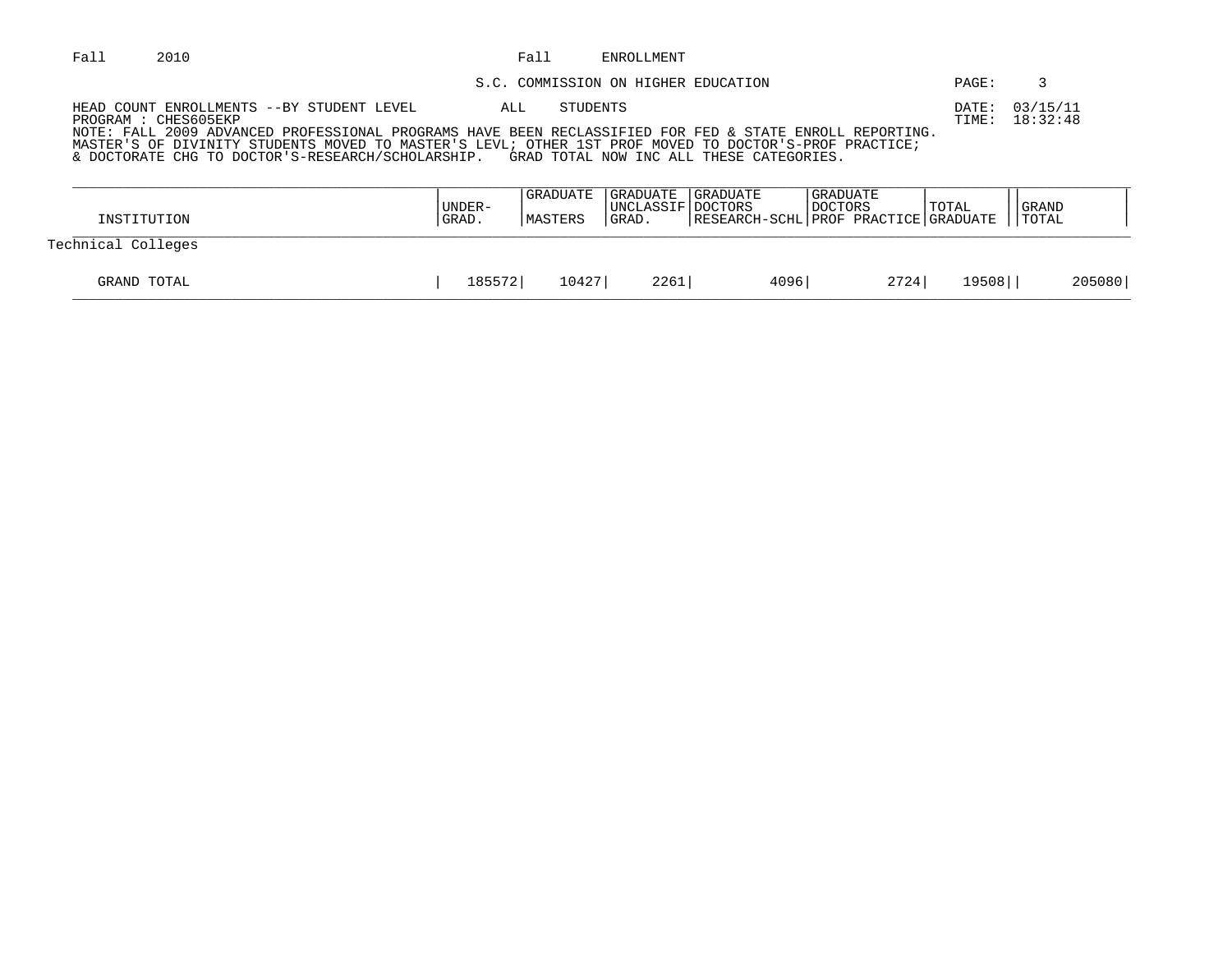Fall 2010 Fall ENROLLMENT

S.C. COMMISSION ON HIGHER EDUCATION

HEAD COUNT ENROLLMENTS --BY STUDENT LEVEL ALL STUDENTS
PROGRAM : CHES605EKP
NOTE: FALL 2009 ADVANCED PROFESSIONAL PROGRAMS HAVE BEEN RECLASSIFIED FOR FED & STATE ENROLL REPORTING.
MASTER'S OF DIVINITY STUDENTS MOVED TO MASTER'S LEVL; OTHER 1ST PROF MOVED TO DOCTOR'S-PROF PRACTICE;
& DOCTORATE CHG TO DOCTOR'S-RESEARCH/SCHOLARSHIP. GRAD TOTAL NOW INC ALL THESE CATEGORIES.

DATE: 03/15/11
TIME: 18:32:48

| INSTITUTION | UNDER-GRAD. | GRADUATE MASTERS | GRADUATE UNCLASSIF GRAD. | GRADUATE DOCTORS RESEARCH-SCHL | GRADUATE DOCTORS PROF PRACTICE | TOTAL GRADUATE | GRAND TOTAL |
|---|---|---|---|---|---|---|---|
| Technical Colleges | | | | | | | |
| GRAND TOTAL | 185572 | 10427 | 2261 | 4096 | 2724 | 19508 | 205080 |